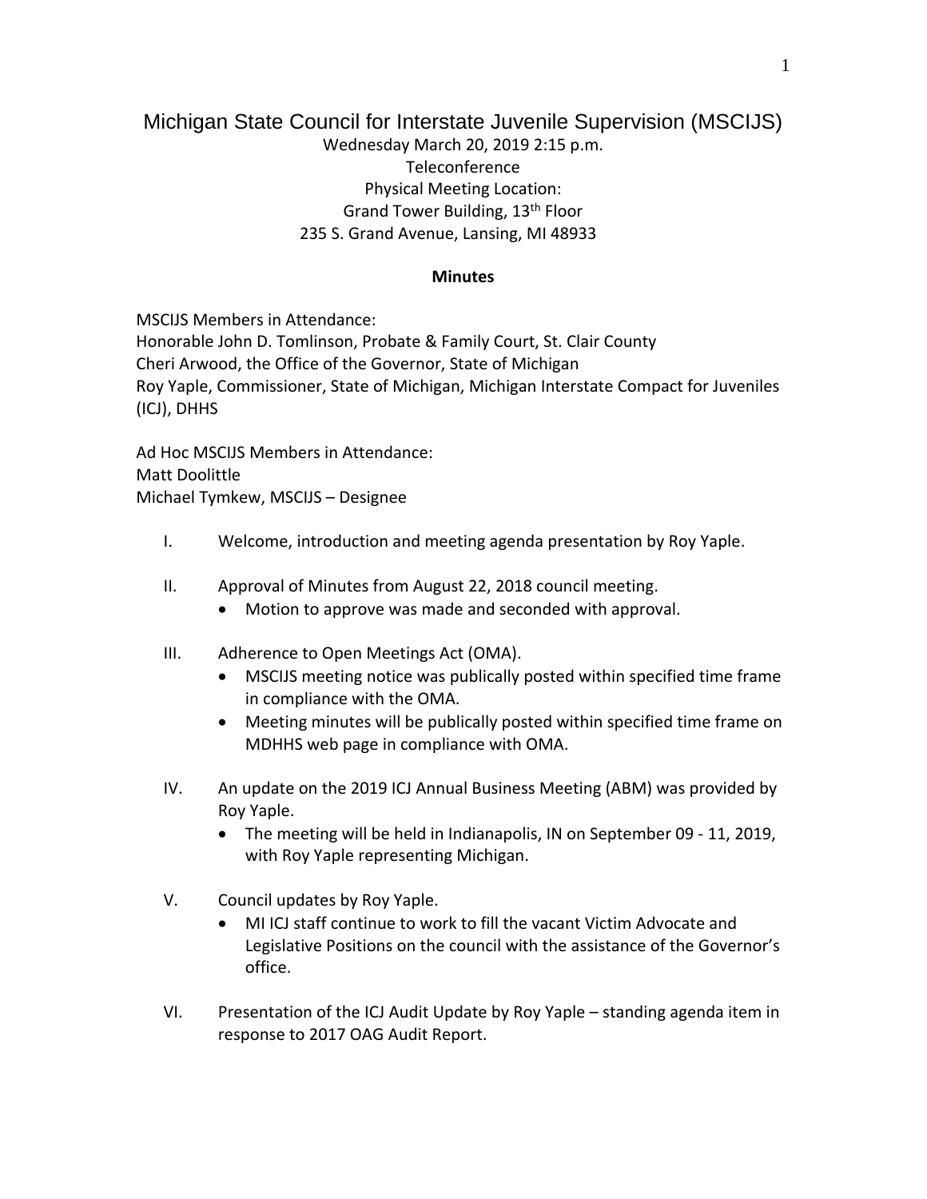# Michigan State Council for Interstate Juvenile Supervision (MSCIJS)

Wednesday March 20, 2019 2:15 p.m.
Teleconference
Physical Meeting Location:
Grand Tower Building, 13th Floor
235 S. Grand Avenue, Lansing, MI 48933

**Minutes**

MSCIJS Members in Attendance:
Honorable John D. Tomlinson, Probate & Family Court, St. Clair County
Cheri Arwood, the Office of the Governor, State of Michigan
Roy Yaple, Commissioner, State of Michigan, Michigan Interstate Compact for Juveniles (ICJ), DHHS

Ad Hoc MSCIJS Members in Attendance:
Matt Doolittle
Michael Tymkew, MSCIJS – Designee

I. Welcome, introduction and meeting agenda presentation by Roy Yaple.

II. Approval of Minutes from August 22, 2018 council meeting.
- Motion to approve was made and seconded with approval.

III. Adherence to Open Meetings Act (OMA).
- MSCIJS meeting notice was publically posted within specified time frame in compliance with the OMA.
- Meeting minutes will be publically posted within specified time frame on MDHHS web page in compliance with OMA.

IV. An update on the 2019 ICJ Annual Business Meeting (ABM) was provided by Roy Yaple.
- The meeting will be held in Indianapolis, IN on September 09 - 11, 2019, with Roy Yaple representing Michigan.

V. Council updates by Roy Yaple.
- MI ICJ staff continue to work to fill the vacant Victim Advocate and Legislative Positions on the council with the assistance of the Governor's office.

VI. Presentation of the ICJ Audit Update by Roy Yaple – standing agenda item in response to 2017 OAG Audit Report.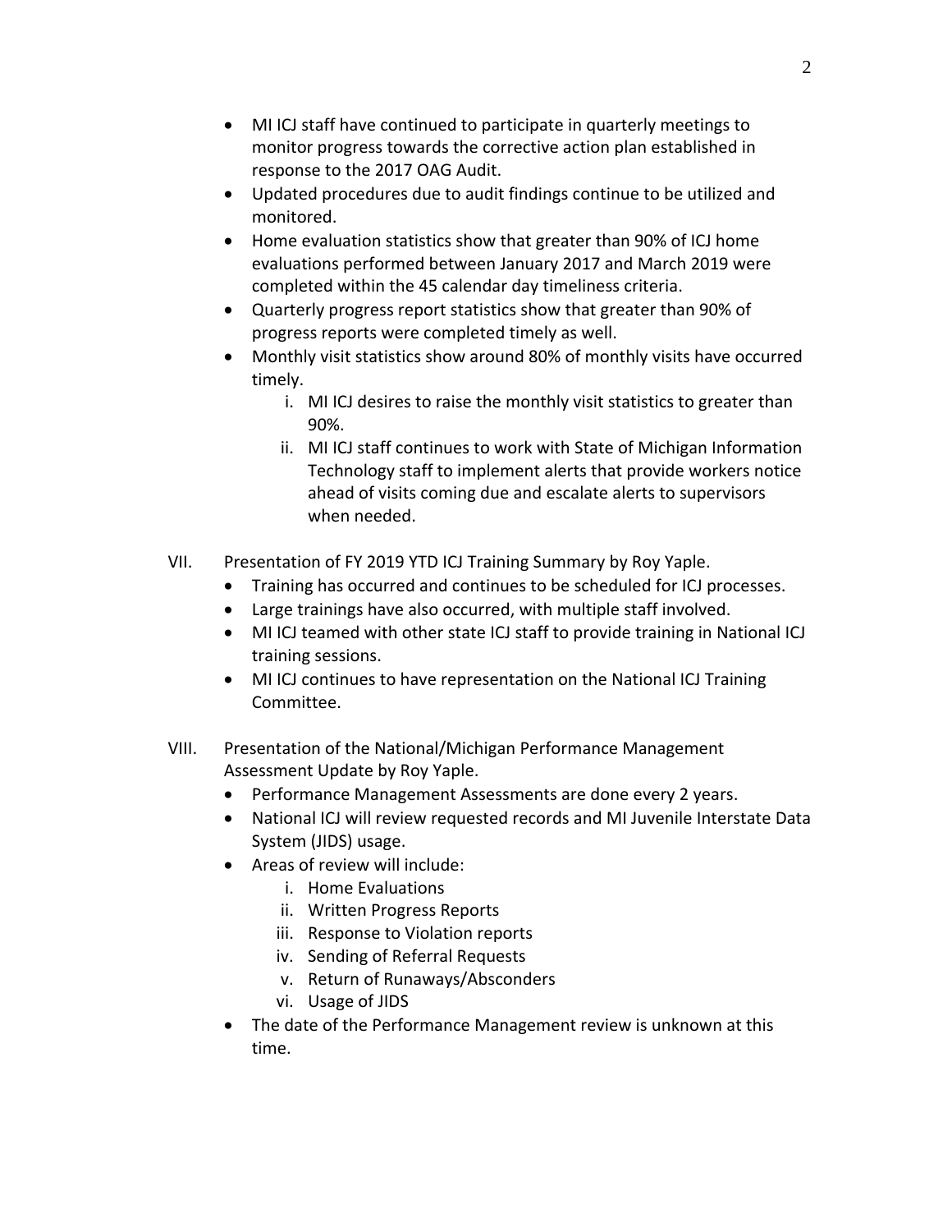- MI ICJ staff have continued to participate in quarterly meetings to monitor progress towards the corrective action plan established in response to the 2017 OAG Audit.
- Updated procedures due to audit findings continue to be utilized and monitored.
- Home evaluation statistics show that greater than 90% of ICJ home evaluations performed between January 2017 and March 2019 were completed within the 45 calendar day timeliness criteria.
- Quarterly progress report statistics show that greater than 90% of progress reports were completed timely as well.
- Monthly visit statistics show around 80% of monthly visits have occurred timely.
    1. MI ICJ desires to raise the monthly visit statistics to greater than 90%.
    2. MI ICJ staff continues to work with State of Michigan Information Technology staff to implement alerts that provide workers notice ahead of visits coming due and escalate alerts to supervisors when needed.

VII. Presentation of FY 2019 YTD ICJ Training Summary by Roy Yaple.

- Training has occurred and continues to be scheduled for ICJ processes.
- Large trainings have also occurred, with multiple staff involved.
- MI ICJ teamed with other state ICJ staff to provide training in National ICJ training sessions.
- MI ICJ continues to have representation on the National ICJ Training Committee.

VIII. Presentation of the National/Michigan Performance Management Assessment Update by Roy Yaple.

- Performance Management Assessments are done every 2 years.
- National ICJ will review requested records and MI Juvenile Interstate Data System (JIDS) usage.
- Areas of review will include:
    1. Home Evaluations
    2. Written Progress Reports
    3. Response to Violation reports
    4. Sending of Referral Requests
    5. Return of Runaways/Absconders
    6. Usage of JIDS
- The date of the Performance Management review is unknown at this time.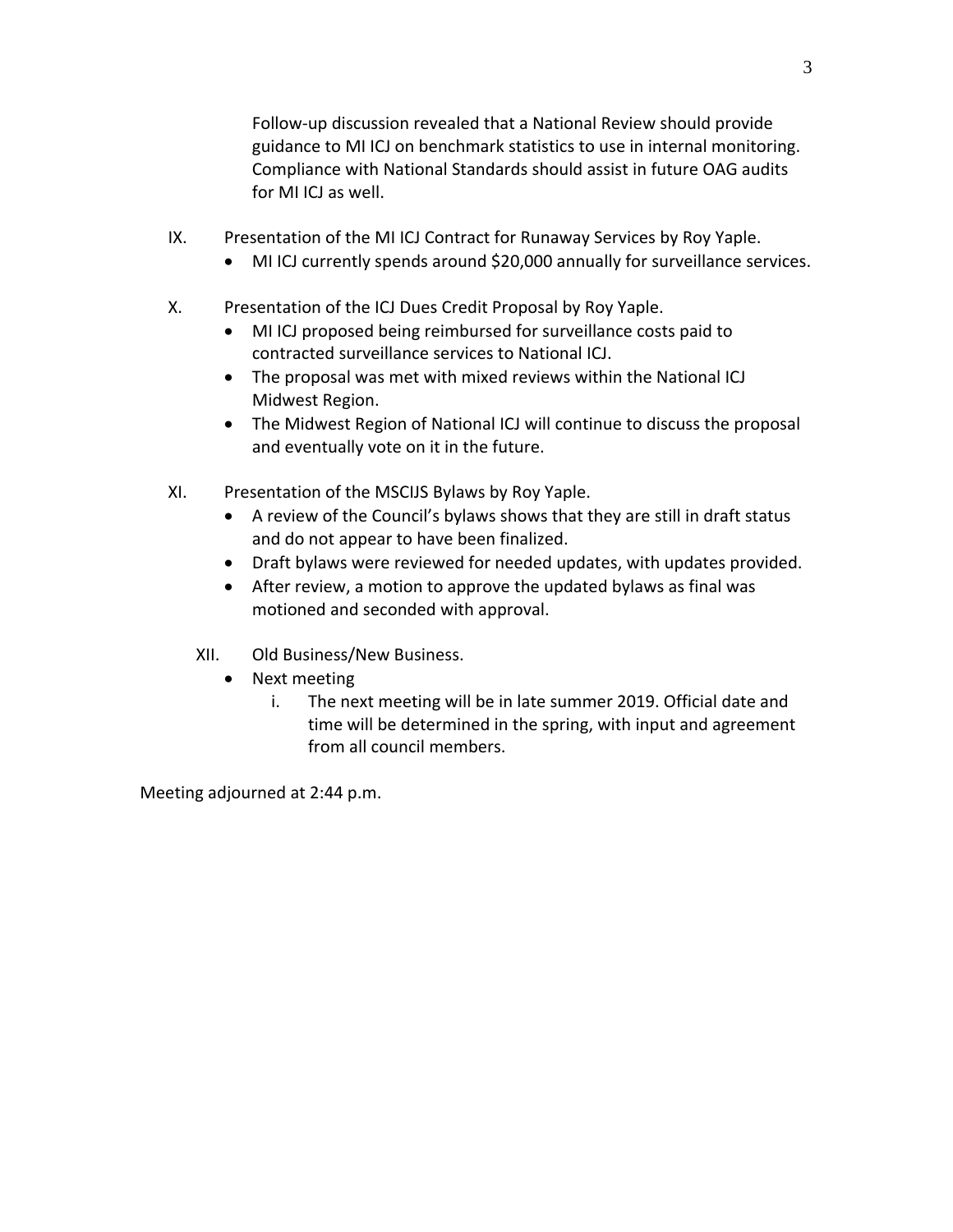Follow-up discussion revealed that a National Review should provide guidance to MI ICJ on benchmark statistics to use in internal monitoring. Compliance with National Standards should assist in future OAG audits for MI ICJ as well.

IX. Presentation of the MI ICJ Contract for Runaway Services by Roy Yaple.
   - MI ICJ currently spends around $20,000 annually for surveillance services.

X. Presentation of the ICJ Dues Credit Proposal by Roy Yaple.
   - MI ICJ proposed being reimbursed for surveillance costs paid to contracted surveillance services to National ICJ.
   - The proposal was met with mixed reviews within the National ICJ Midwest Region.
   - The Midwest Region of National ICJ will continue to discuss the proposal and eventually vote on it in the future.

XI. Presentation of the MSCIJS Bylaws by Roy Yaple.
   - A review of the Council's bylaws shows that they are still in draft status and do not appear to have been finalized.
   - Draft bylaws were reviewed for needed updates, with updates provided.
   - After review, a motion to approve the updated bylaws as final was motioned and seconded with approval.

XII. Old Business/New Business.
   - Next meeting
      i. The next meeting will be in late summer 2019. Official date and time will be determined in the spring, with input and agreement from all council members.

Meeting adjourned at 2:44 p.m.